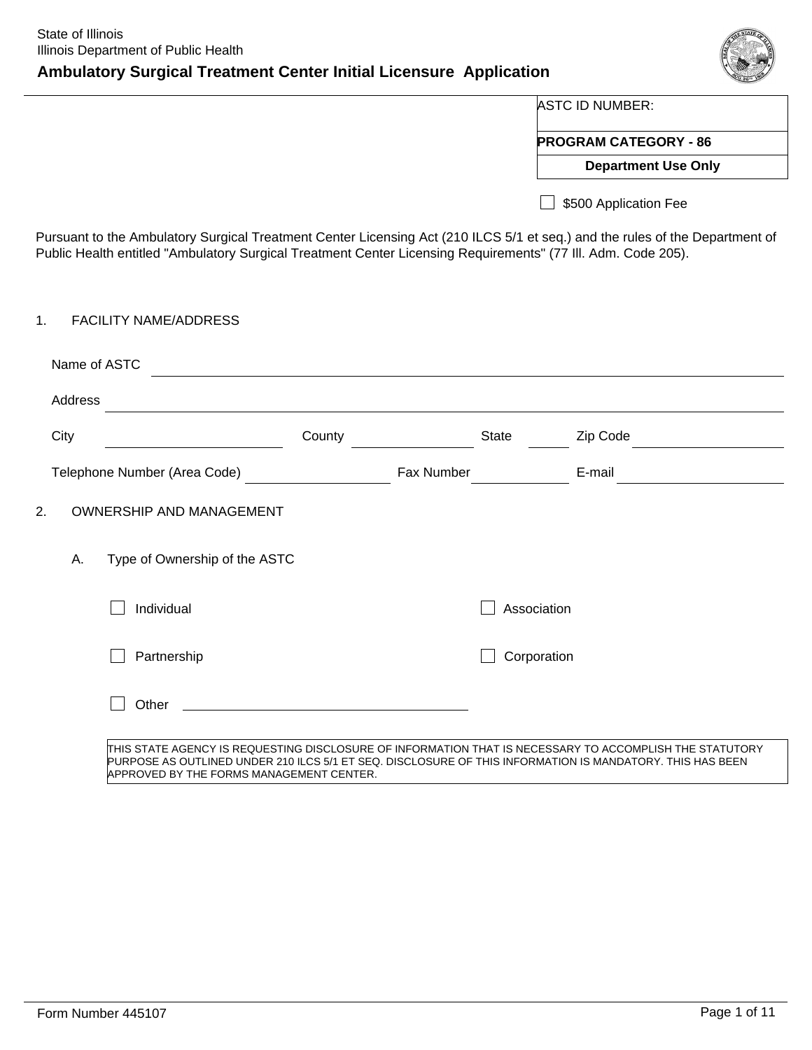State of Illinois
Illinois Department of Public Health

# Ambulatory Surgical Treatment Center Initial Licensure Application

| ASTC ID NUMBER: |
| --- |
| **PROGRAM CATEGORY - 86** |
| **Department Use Only** |

☐ $500 Application Fee

Pursuant to the Ambulatory Surgical Treatment Center Licensing Act (210 ILCS 5/1 et seq.) and the rules of the Department of Public Health entitled "Ambulatory Surgical Treatment Center Licensing Requirements" (77 Ill. Adm. Code 205).

## 1. FACILITY NAME/ADDRESS

Name of ASTC ______________________________

Address ______________________________

City ______________ County ______________ State ______ Zip Code ______________

Telephone Number (Area Code) ______________ Fax Number ______________ E-mail ______________

## 2. OWNERSHIP AND MANAGEMENT

A. Type of Ownership of the ASTC

☐ Individual ☐ Association

☐ Partnership ☐ Corporation

☐ Other ______________________________

THIS STATE AGENCY IS REQUESTING DISCLOSURE OF INFORMATION THAT IS NECESSARY TO ACCOMPLISH THE STATUTORY PURPOSE AS OUTLINED UNDER 210 ILCS 5/1 ET SEQ. DISCLOSURE OF THIS INFORMATION IS MANDATORY. THIS HAS BEEN APPROVED BY THE FORMS MANAGEMENT CENTER.

Form Number 445107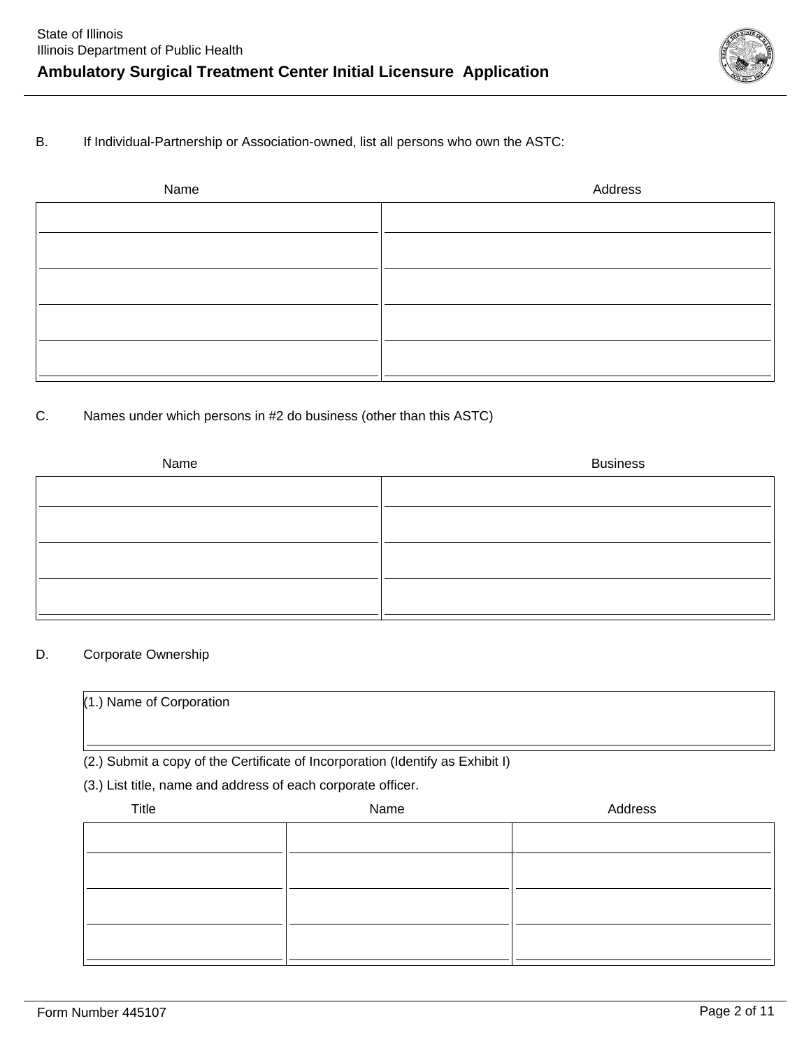B. If Individual-Partnership or Association-owned, list all persons who own the ASTC:

| Name | Address |
| --- | --- |
| | |
| | |
| | |
| | |
| | |

C. Names under which persons in #2 do business (other than this ASTC)

| Name | Business |
| --- | --- |
| | |
| | |
| | |
| | |

D. Corporate Ownership

(1.) Name of Corporation

(2.) Submit a copy of the Certificate of Incorporation (Identify as Exhibit I)

(3.) List title, name and address of each corporate officer.

| Title | Name | Address |
| --- | --- | --- |
| | | |
| | | |
| | | |
| | | |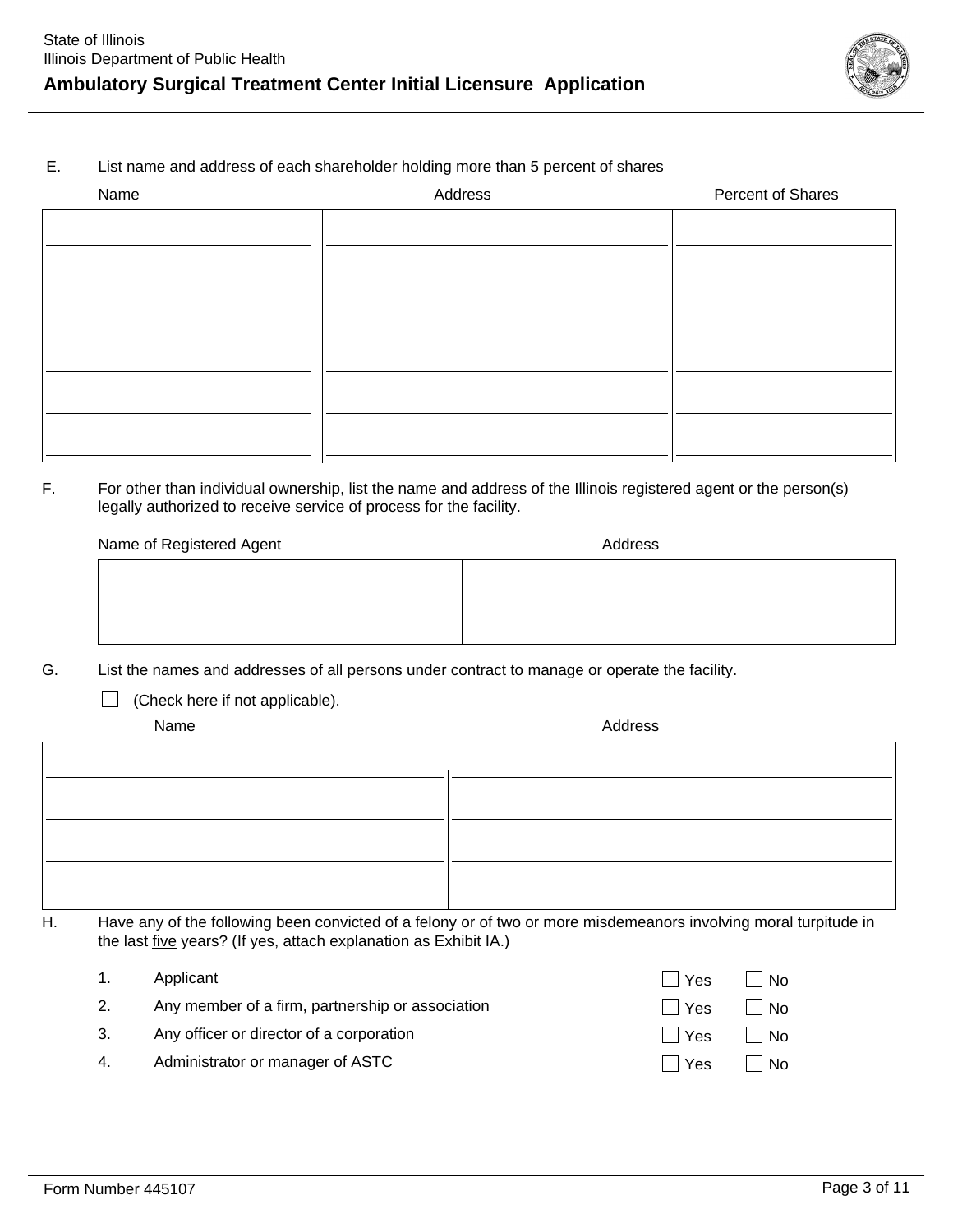E. List name and address of each shareholder holding more than 5 percent of shares

| Name | Address | Percent of Shares |
|---|---|---|
| | | |
| | | |
| | | |
| | | |
| | | |
| | | |

F. For other than individual ownership, list the name and address of the Illinois registered agent or the person(s) legally authorized to receive service of process for the facility.

| Name of Registered Agent | Address |
|---|---|
| | |
| | |

G. List the names and addresses of all persons under contract to manage or operate the facility.

☐ (Check here if not applicable).

| Name | Address |
|---|---|
| | |
| | |
| | |
| | |

H. Have any of the following been convicted of a felony or of two or more misdemeanors involving moral turpitude in the last five years? (If yes, attach explanation as Exhibit IA.)

1. Applicant ☐ Yes ☐ No
2. Any member of a firm, partnership or association ☐ Yes ☐ No
3. Any officer or director of a corporation ☐ Yes ☐ No
4. Administrator or manager of ASTC ☐ Yes ☐ No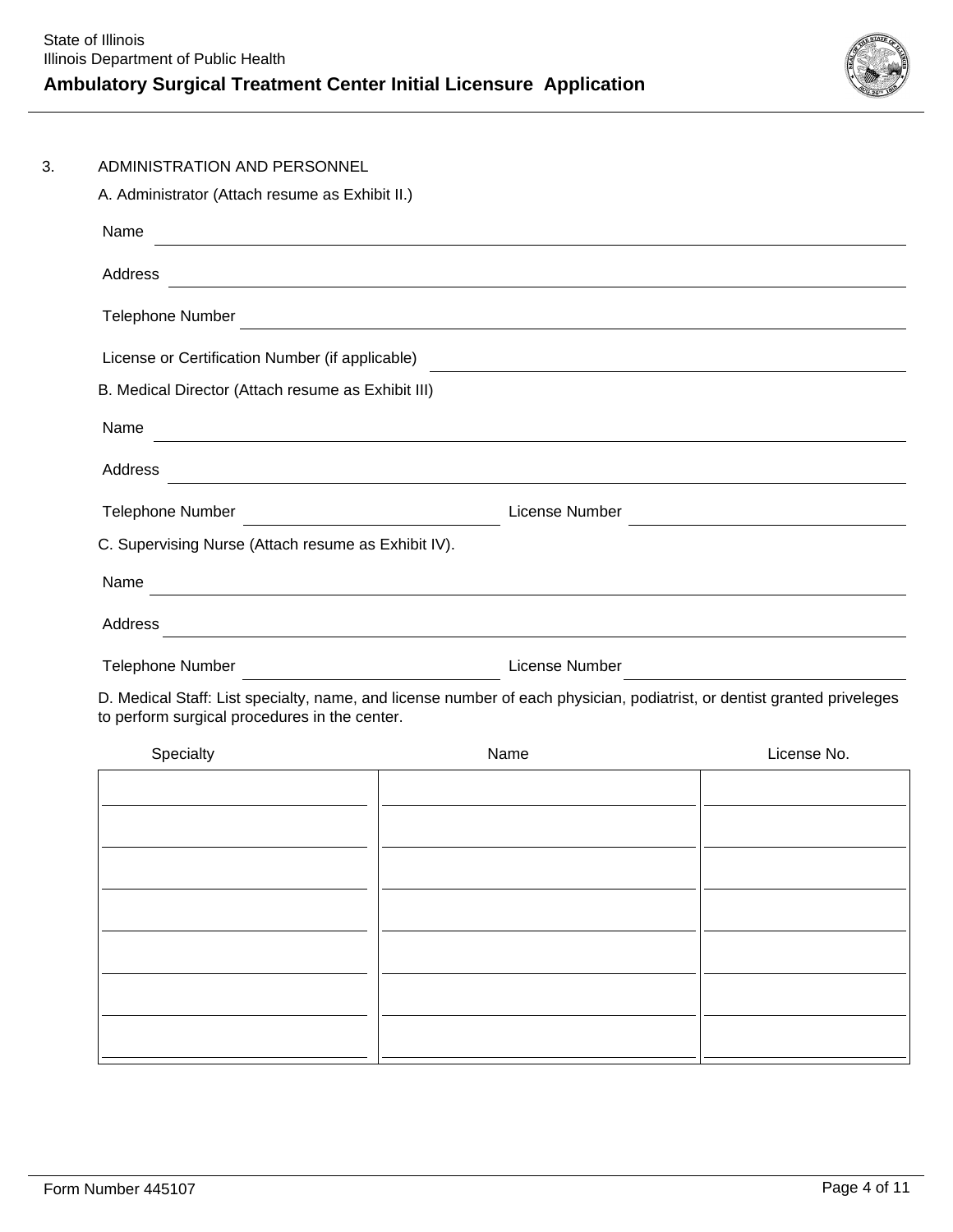3. ADMINISTRATION AND PERSONNEL

A. Administrator (Attach resume as Exhibit II.)

Name ______________________________

Address ______________________________

Telephone Number ______________________________

License or Certification Number (if applicable) ______________________________

B. Medical Director (Attach resume as Exhibit III)

Name ______________________________

Address ______________________________

Telephone Number ______________________________ License Number ______________________________

C. Supervising Nurse (Attach resume as Exhibit IV).

Name ______________________________

Address ______________________________

Telephone Number ______________________________ License Number ______________________________

D. Medical Staff: List specialty, name, and license number of each physician, podiatrist, or dentist granted priveleges to perform surgical procedures in the center.

| Specialty | Name | License No. |
|---|---|---|
| | | |
| | | |
| | | |
| | | |
| | | |
| | | |
| | | |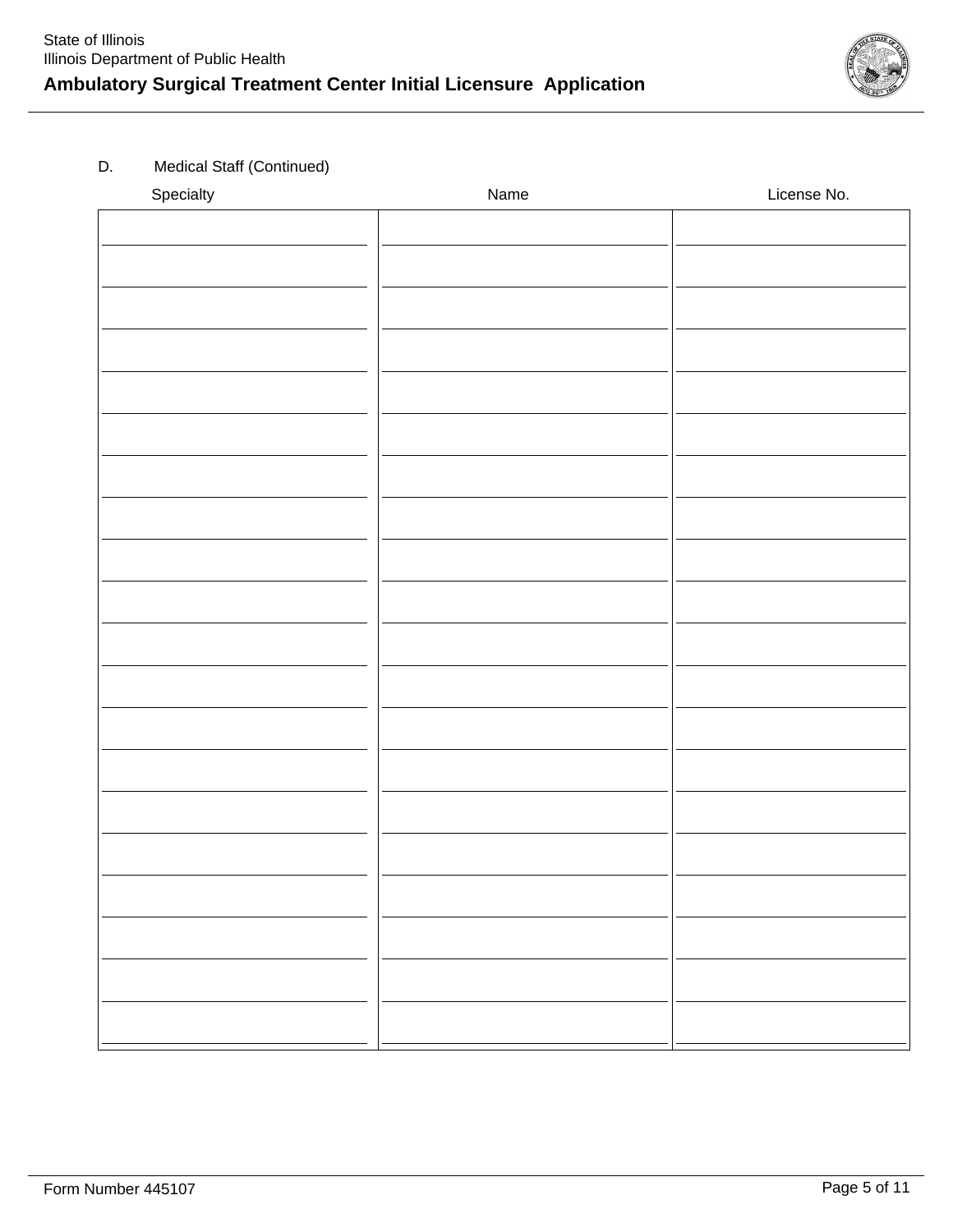D. Medical Staff (Continued)

| Specialty | Name | License No. |
|---|---|---|
| | | |
| | | |
| | | |
| | | |
| | | |
| | | |
| | | |
| | | |
| | | |
| | | |
| | | |
| | | |
| | | |
| | | |
| | | |
| | | |
| | | |
| | | |
| | | |
| | | |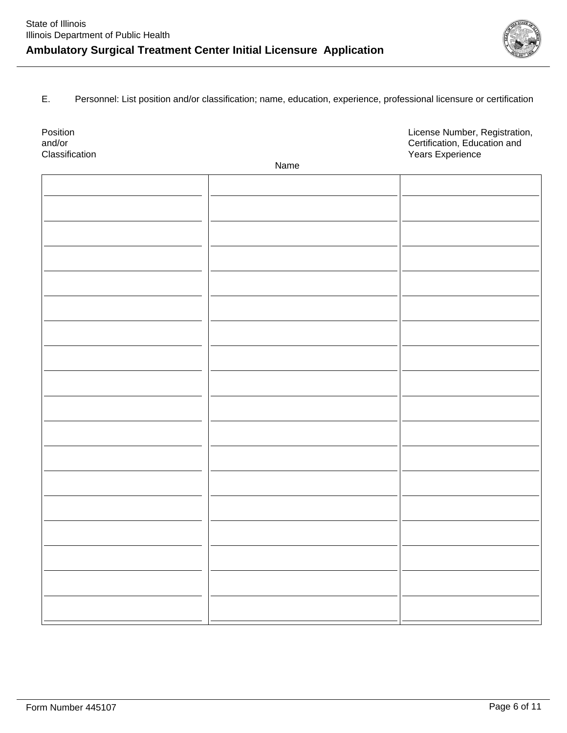E. Personnel: List position and/or classification; name, education, experience, professional licensure or certification

| Position and/or Classification | Name | License Number, Registration, Certification, Education and Years Experience |
|---|---|---|
| | | |
| | | |
| | | |
| | | |
| | | |
| | | |
| | | |
| | | |
| | | |
| | | |
| | | |
| | | |
| | | |
| | | |
| | | |
| | | |
| | | |
| | | |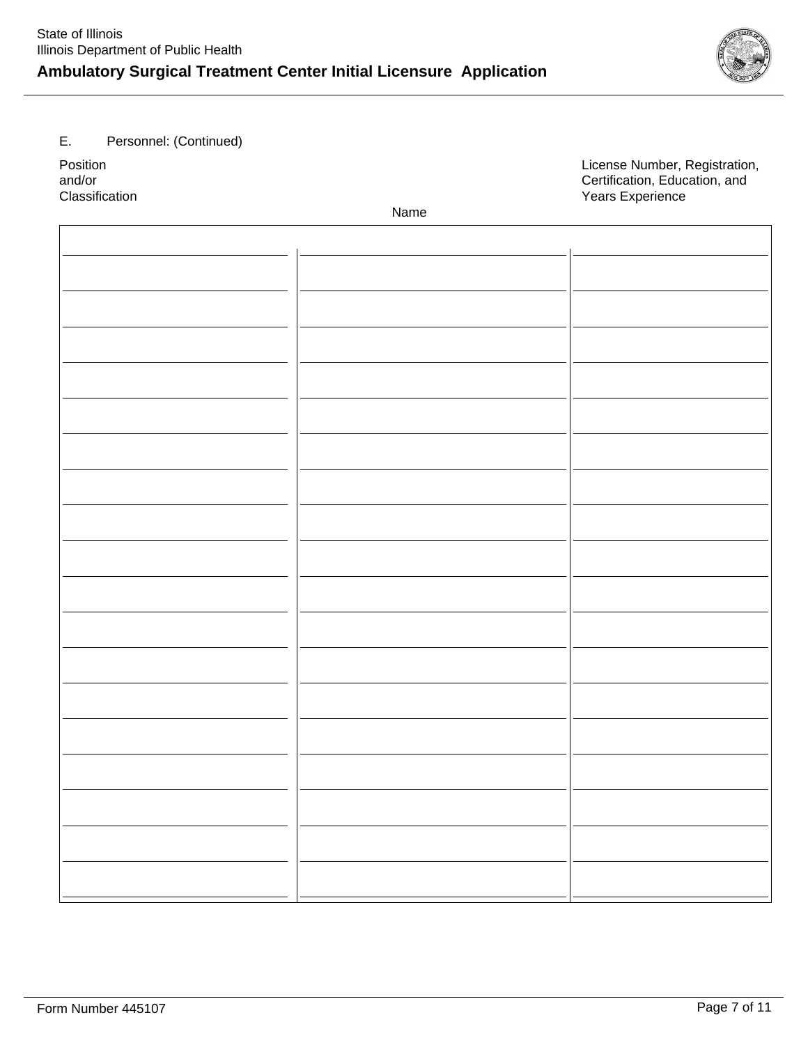E. Personnel: (Continued)

| Position and/or Classification | Name | License Number, Registration, Certification, Education, and Years Experience |
| --- | --- | --- |
| | | |
| | | |
| | | |
| | | |
| | | |
| | | |
| | | |
| | | |
| | | |
| | | |
| | | |
| | | |
| | | |
| | | |
| | | |
| | | |
| | | |
| | | |
| | | |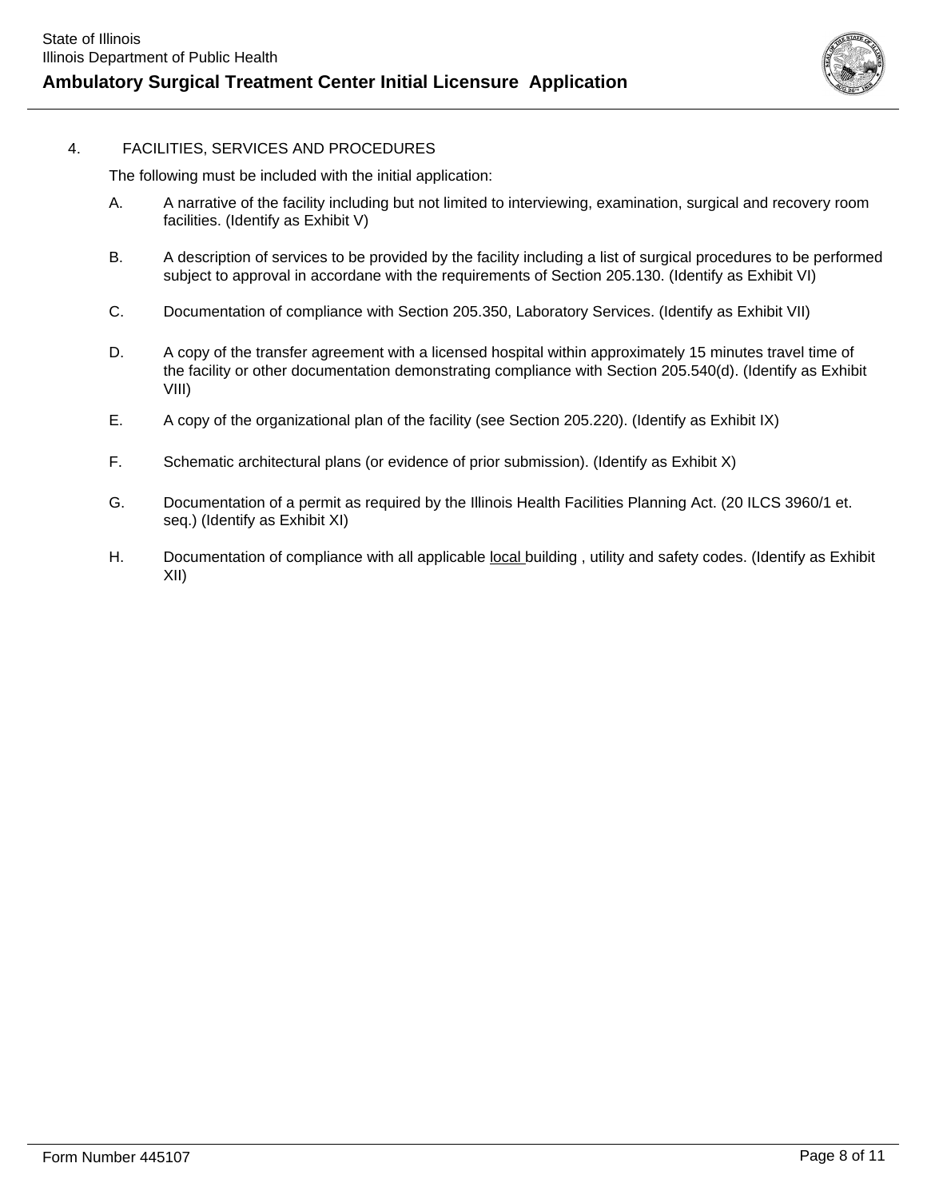4. FACILITIES, SERVICES AND PROCEDURES

The following must be included with the initial application:

A. A narrative of the facility including but not limited to interviewing, examination, surgical and recovery room facilities. (Identify as Exhibit V)

B. A description of services to be provided by the facility including a list of surgical procedures to be performed subject to approval in accordane with the requirements of Section 205.130. (Identify as Exhibit VI)

C. Documentation of compliance with Section 205.350, Laboratory Services. (Identify as Exhibit VII)

D. A copy of the transfer agreement with a licensed hospital within approximately 15 minutes travel time of the facility or other documentation demonstrating compliance with Section 205.540(d). (Identify as Exhibit VIII)

E. A copy of the organizational plan of the facility (see Section 205.220). (Identify as Exhibit IX)

F. Schematic architectural plans (or evidence of prior submission). (Identify as Exhibit X)

G. Documentation of a permit as required by the Illinois Health Facilities Planning Act. (20 ILCS 3960/1 et. seq.) (Identify as Exhibit XI)

H. Documentation of compliance with all applicable <u>local</u> building , utility and safety codes. (Identify as Exhibit XII)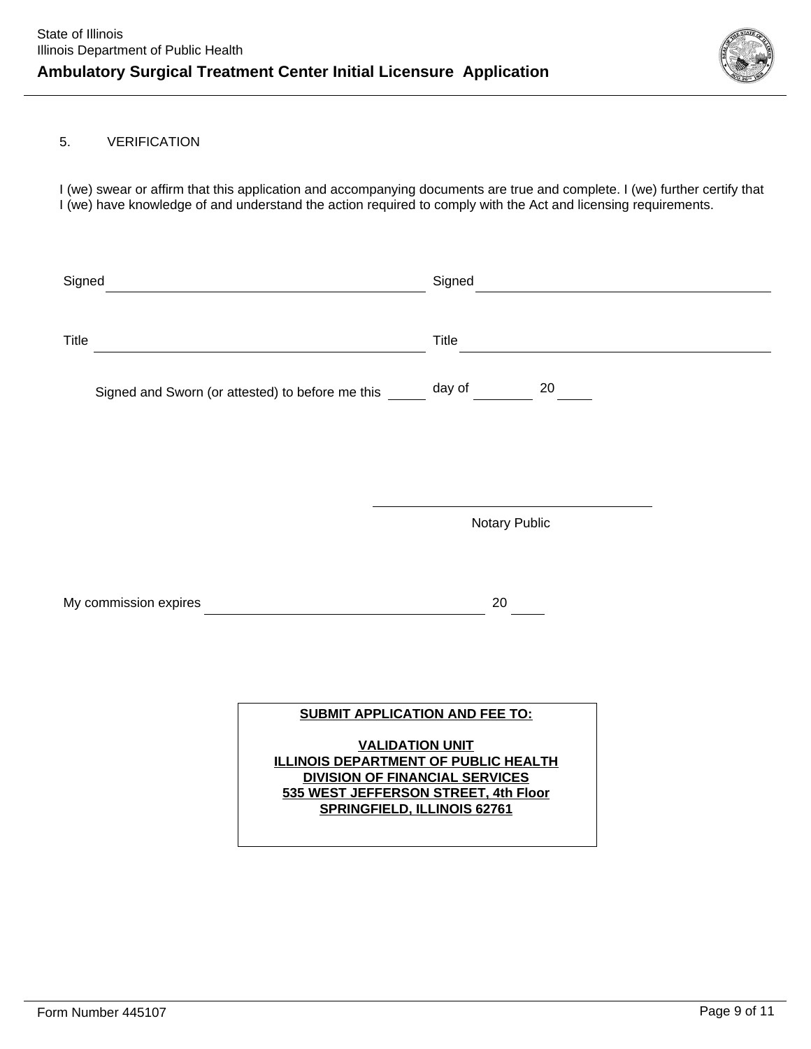5. VERIFICATION

I (we) swear or affirm that this application and accompanying documents are true and complete. I (we) further certify that I (we) have knowledge of and understand the action required to comply with the Act and licensing requirements.

Signed ______________________________ Signed ______________________________

Title ______________________________ Title ______________________________

Signed and Sworn (or attested) to before me this _____ day of ________ 20 ____

______________________________
Notary Public

My commission expires ______________________________ 20 ____

**<u>SUBMIT APPLICATION AND FEE TO:</u>**

**<u>VALIDATION UNIT</u>**
**<u>ILLINOIS DEPARTMENT OF PUBLIC HEALTH</u>**
**<u>DIVISION OF FINANCIAL SERVICES</u>**
**<u>535 WEST JEFFERSON STREET, 4th Floor</u>**
**<u>SPRINGFIELD, ILLINOIS 62761</u>**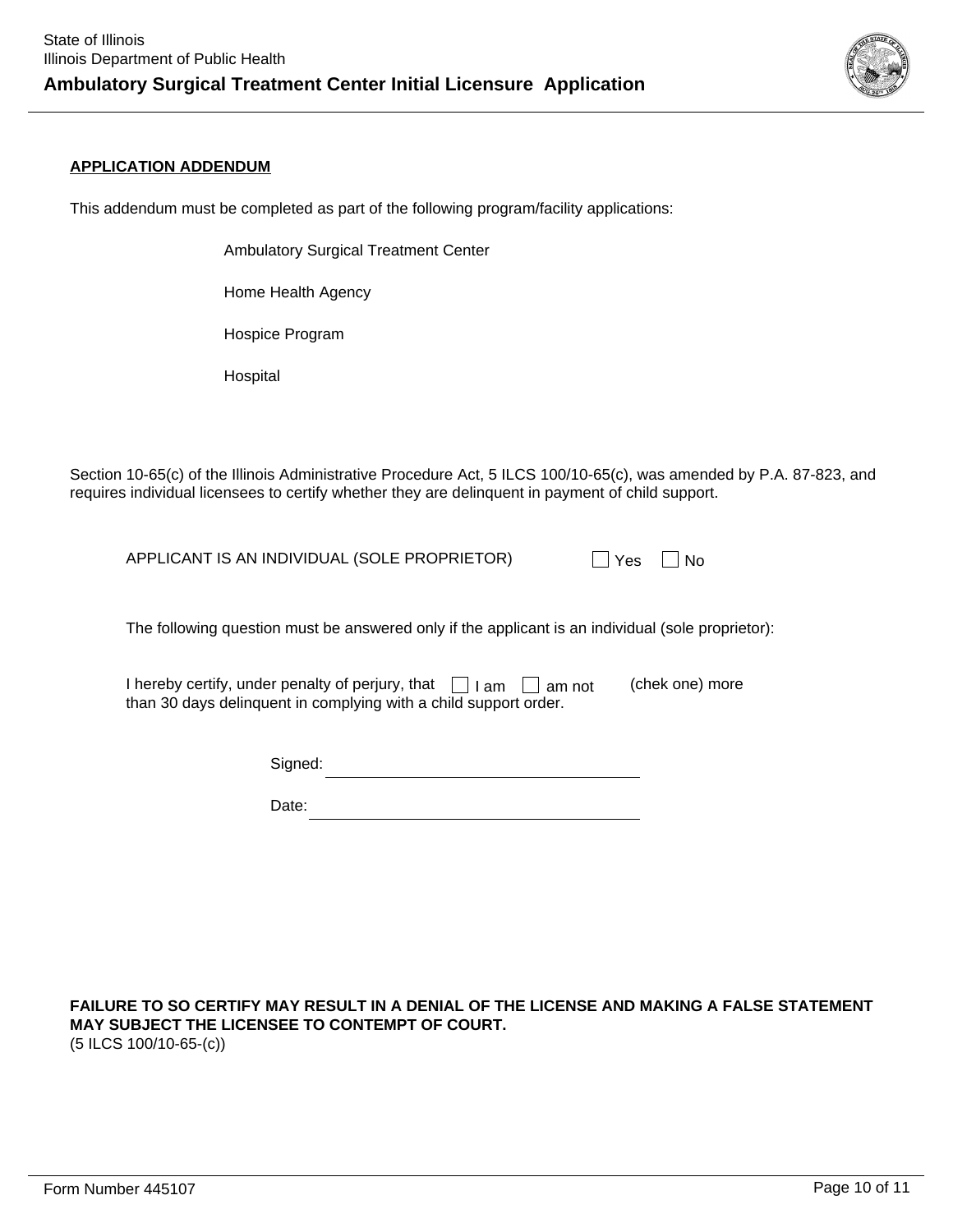**APPLICATION ADDENDUM**

This addendum must be completed as part of the following program/facility applications:

Ambulatory Surgical Treatment Center

Home Health Agency

Hospice Program

Hospital

Section 10-65(c) of the Illinois Administrative Procedure Act, 5 ILCS 100/10-65(c), was amended by P.A. 87-823, and requires individual licensees to certify whether they are delinquent in payment of child support.

APPLICANT IS AN INDIVIDUAL (SOLE PROPRIETOR) ☐ Yes ☐ No

The following question must be answered only if the applicant is an individual (sole proprietor):

I hereby certify, under penalty of perjury, that ☐ I am ☐ am not (chek one) more than 30 days delinquent in complying with a child support order.

Signed: ______________________________

Date: ______________________________

**FAILURE TO SO CERTIFY MAY RESULT IN A DENIAL OF THE LICENSE AND MAKING A FALSE STATEMENT MAY SUBJECT THE LICENSEE TO CONTEMPT OF COURT.**
(5 ILCS 100/10-65-(c))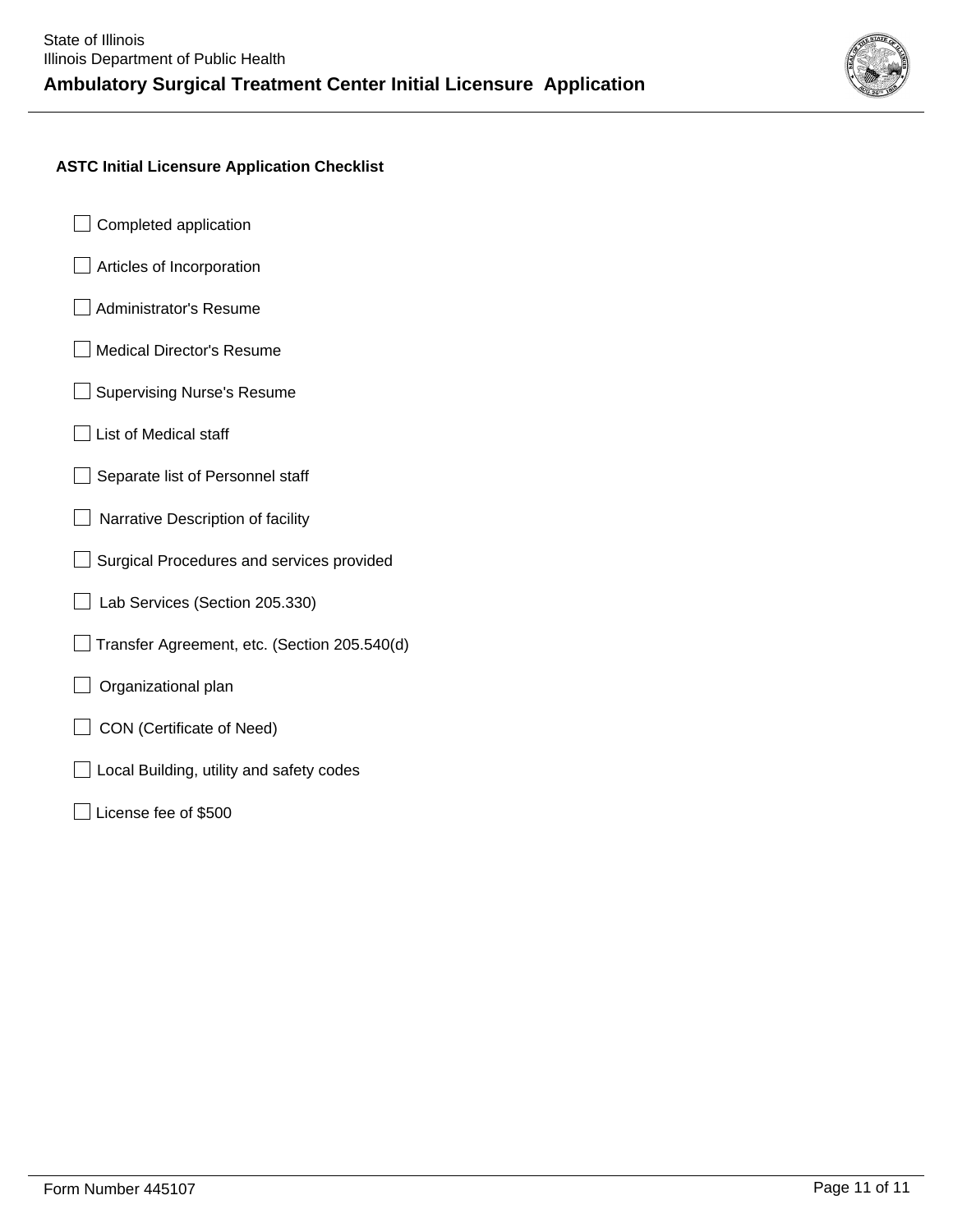**ASTC Initial Licensure Application Checklist**

- [ ] Completed application
- [ ] Articles of Incorporation
- [ ] Administrator's Resume
- [ ] Medical Director's Resume
- [ ] Supervising Nurse's Resume
- [ ] List of Medical staff
- [ ] Separate list of Personnel staff
- [ ] Narrative Description of facility
- [ ] Surgical Procedures and services provided
- [ ] Lab Services (Section 205.330)
- [ ] Transfer Agreement, etc. (Section 205.540(d)
- [ ] Organizational plan
- [ ] CON (Certificate of Need)
- [ ] Local Building, utility and safety codes
- [ ] License fee of $500